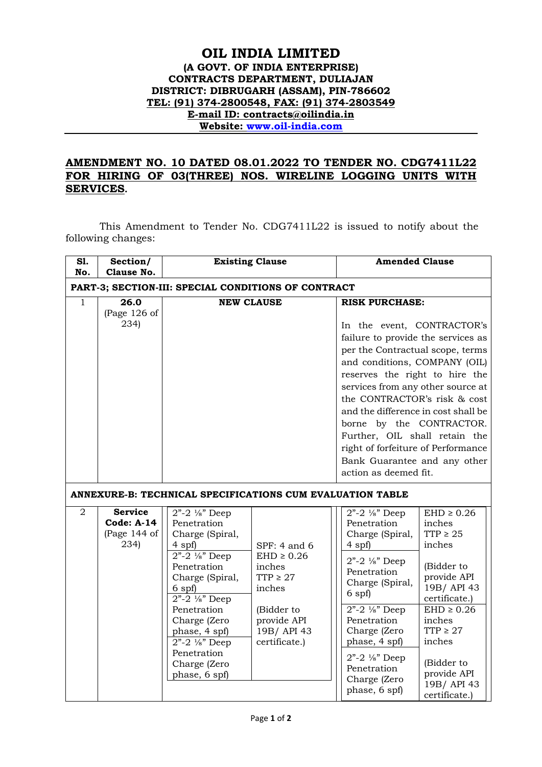# OIL INDIA LIMITED

**(A GOVT. OF INDIA ENTERPRISE)**
**CONTRACTS DEPARTMENT, DULIAJAN**
**DISTRICT: DIBRUGARH (ASSAM), PIN-786602**
**TEL: (91) 374-2800548, FAX: (91) 374-2803549**
**E-mail ID: contracts@oilindia.in**
**Website: www.oil-india.com**

## AMENDMENT NO. 10 DATED 08.01.2022 TO TENDER NO. CDG7411L22 FOR HIRING OF 03(THREE) NOS. WIRELINE LOGGING UNITS WITH SERVICES.

This Amendment to Tender No. CDG7411L22 is issued to notify about the following changes:

| Sl. No. | Section/ Clause No. | Existing Clause | | Amended Clause | |
|---|---|---|---|---|---|
| **PART-3; SECTION-III: SPECIAL CONDITIONS OF CONTRACT** | | | | | |
| 1 | **26.0** (Page 126 of 234) | **NEW CLAUSE** | | **RISK PURCHASE:** In the event, CONTRACTOR's failure to provide the services as per the Contractual scope, terms and conditions, COMPANY (OIL) reserves the right to hire the services from any other source at the CONTRACTOR's risk & cost and the difference in cost shall be borne by the CONTRACTOR. Further, OIL shall retain the right of forfeiture of Performance Bank Guarantee and any other action as deemed fit. | |
| **ANNEXURE-B: TECHNICAL SPECIFICATIONS CUM EVALUATION TABLE** | | | | | |
| 2 | **Service Code: A-14** (Page 144 of 234) | 2"-2 ⅛" Deep Penetration Charge (Spiral, 4 spf)<br>2"-2 ⅛" Deep Penetration Charge (Spiral, 6 spf)<br>2"-2 ⅛" Deep Penetration Charge (Zero phase, 4 spf)<br>2"-2 ⅛" Deep Penetration Charge (Zero phase, 6 spf) | SPF: 4 and 6<br>EHD ≥ 0.26 inches<br>TTP ≥ 27 inches<br>(Bidder to provide API 19B/ API 43 certificate.) | 2"-2 ⅛" Deep Penetration Charge (Spiral, 4 spf)<br>2"-2 ⅛" Deep Penetration Charge (Spiral, 6 spf) | EHD ≥ 0.26 inches<br>TTP ≥ 25 inches<br>(Bidder to provide API 19B/ API 43 certificate.) |
| | | | | 2"-2 ⅛" Deep Penetration Charge (Zero phase, 4 spf)<br>2"-2 ⅛" Deep Penetration Charge (Zero phase, 6 spf) | EHD ≥ 0.26 inches<br>TTP ≥ 27 inches<br>(Bidder to provide API 19B/ API 43 certificate.) |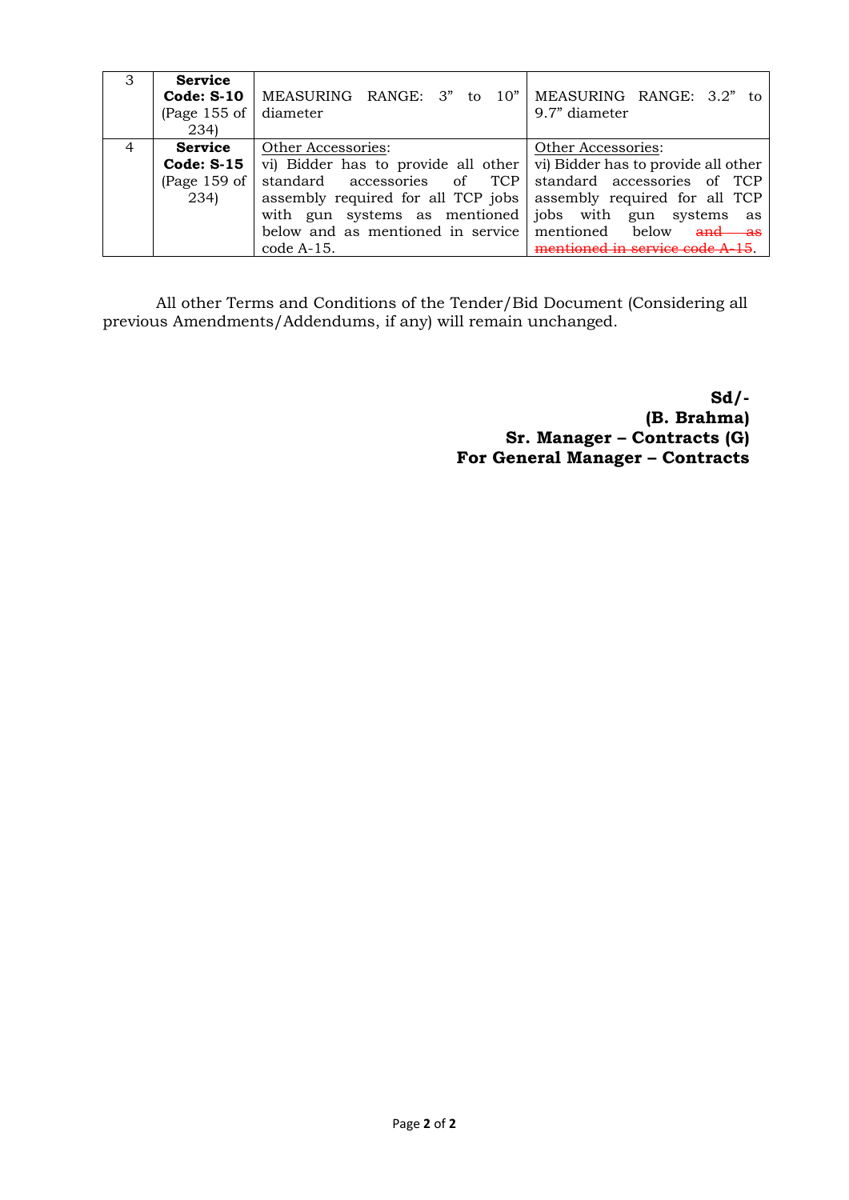| | | | |
|---|---|---|---|
| 3 | **Service Code: S-10** (Page 155 of 234) | MEASURING RANGE: 3" to 10" diameter | MEASURING RANGE: 3.2" to 9.7" diameter |
| 4 | **Service Code: S-15** (Page 159 of 234) | Other Accessories: vi) Bidder has to provide all other standard accessories of TCP assembly required for all TCP jobs with gun systems as mentioned below and as mentioned in service code A-15. | Other Accessories: vi) Bidder has to provide all other standard accessories of TCP assembly required for all TCP jobs with gun systems as mentioned below ~~and as mentioned in service code A-15~~. |

All other Terms and Conditions of the Tender/Bid Document (Considering all previous Amendments/Addendums, if any) will remain unchanged.

**Sd/-**
**(B. Brahma)**
**Sr. Manager – Contracts (G)**
**For General Manager – Contracts**